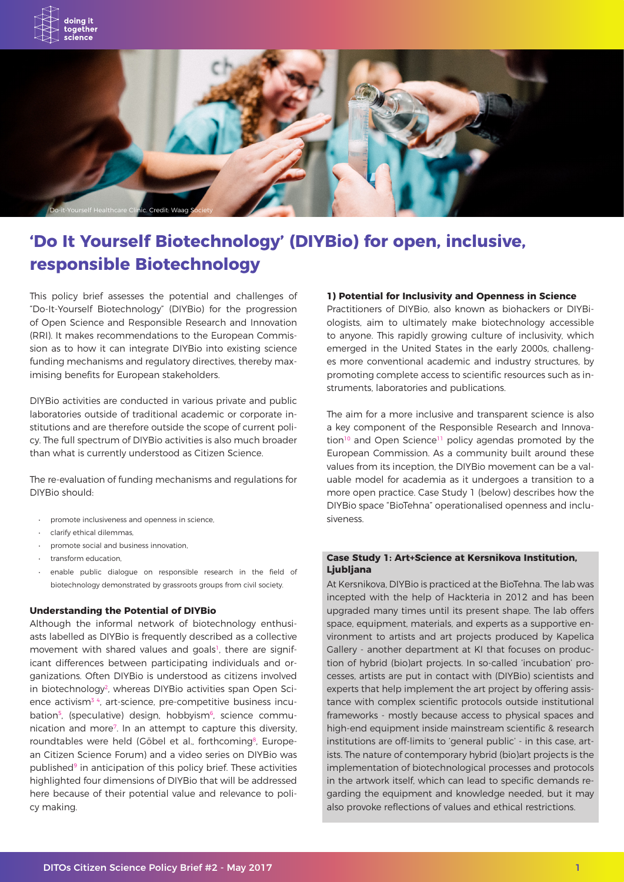Do-it-Yourself Healthcare Clinic, Credit: Waag Society

# 'Do It Yourself Biotechnology' (DIYBio) for open, inclusive, responsible Biotechnology

This policy brief assesses the potential and challenges of "Do-It-Yourself Biotechnology" (DIYBio) for the progression of Open Science and Responsible Research and Innovation (RRI). It makes recommendations to the European Commission as to how it can integrate DIYBio into existing science funding mechanisms and regulatory directives, thereby maximising benefits for European stakeholders.

DIYBio activities are conducted in various private and public laboratories outside of traditional academic or corporate institutions and are therefore outside the scope of current policy. The full spectrum of DIYBio activities is also much broader than what is currently understood as Citizen Science.

The re-evaluation of funding mechanisms and regulations for DIYBio should:

- promote inclusiveness and openness in science,
- clarify ethical dilemmas,
- promote social and business innovation,
- transform education,
- enable public dialogue on responsible research in the field of biotechnology demonstrated by grassroots groups from civil society.

### Understanding the Potential of DIYBio

Although the informal network of biotechnology enthusiasts labelled as DIYBio is frequently described as a collective movement with shared values and goals[1], there are significant differences between participating individuals and organizations. Often DIYBio is understood as citizens involved in biotechnology[2], whereas DIYBio activities span Open Science activism[3,4], art-science, pre-competitive business incubation[5], (speculative) design, hobbyism[6], science communication and more[7]. In an attempt to capture this diversity, roundtables were held (Göbel et al., forthcoming[8], European Citizen Science Forum) and a video series on DIYBio was published[9] in anticipation of this policy brief. These activities highlighted four dimensions of DIYBio that will be addressed here because of their potential value and relevance to policy making.

### 1) Potential for Inclusivity and Openness in Science

Practitioners of DIYBio, also known as biohackers or DIYBiologists, aim to ultimately make biotechnology accessible to anyone. This rapidly growing culture of inclusivity, which emerged in the United States in the early 2000s, challenges more conventional academic and industry structures, by promoting complete access to scientific resources such as instruments, laboratories and publications.

The aim for a more inclusive and transparent science is also a key component of the Responsible Research and Innovation[10] and Open Science[11] policy agendas promoted by the European Commission. As a community built around these values from its inception, the DIYBio movement can be a valuable model for academia as it undergoes a transition to a more open practice. Case Study 1 (below) describes how the DIYBio space "BioTehna" operationalised openness and inclusiveness.

#### Case Study 1: Art+Science at Kersnikova Institution, Ljubljana

At Kersnikova, DIYBio is practiced at the BioTehna. The lab was incepted with the help of Hackteria in 2012 and has been upgraded many times until its present shape. The lab offers space, equipment, materials, and experts as a supportive environment to artists and art projects produced by Kapelica Gallery - another department at KI that focuses on production of hybrid (bio)art projects. In so-called 'incubation' processes, artists are put in contact with (DIYBio) scientists and experts that help implement the art project by offering assistance with complex scientific protocols outside institutional frameworks - mostly because access to physical spaces and high-end equipment inside mainstream scientific & research institutions are off-limits to 'general public' - in this case, artists. The nature of contemporary hybrid (bio)art projects is the implementation of biotechnological processes and protocols in the artwork itself, which can lead to specific demands regarding the equipment and knowledge needed, but it may also provoke reflections of values and ethical restrictions.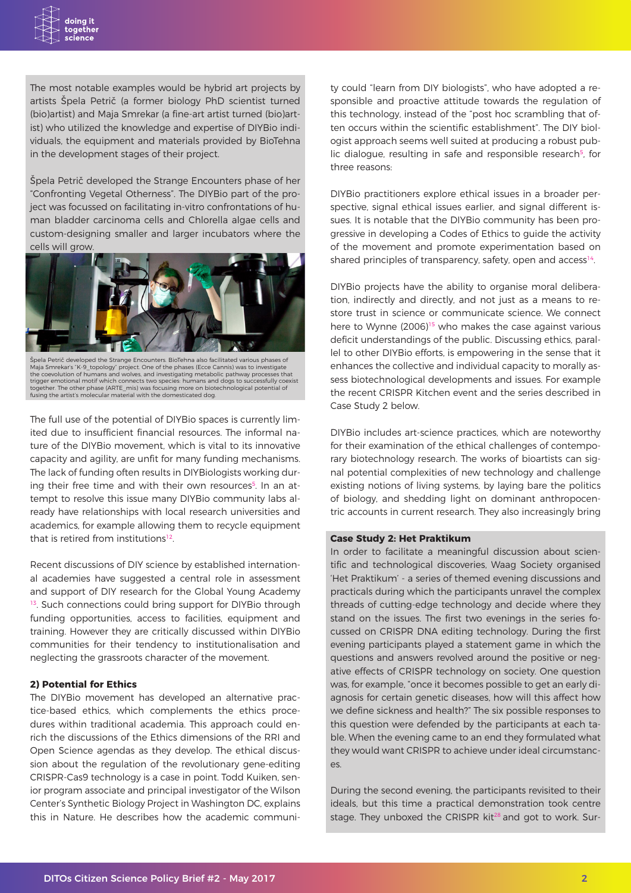The most notable examples would be hybrid art projects by artists Špela Petrič (a former biology PhD scientist turned (bio)artist) and Maja Smrekar (a fine-art artist turned (bio)artist) who utilized the knowledge and expertise of DIYBio individuals, the equipment and materials provided by BioTehna in the development stages of their project.

Špela Petrič developed the Strange Encounters phase of her "Confronting Vegetal Otherness". The DIYBio part of the project was focussed on facilitating in-vitro confrontations of human bladder carcinoma cells and Chlorella algae cells and custom-designing smaller and larger incubators where the cells will grow.

Špela Petrič developed the Strange Encounters. BioTehna also facilitated various phases of Maja Smrekar's "K-9_topology" project. One of the phases (Ecce Cannis) was to investigate the coevolution of humans and wolves, and investigating metabolic pathway processes that trigger emotional motif which connects two species: humans and dogs to successfully coexist together. The other phase (ARTE_mis) was focusing more on biotechnological potential of fusing the artist's molecular material with the domesticated dog.

The full use of the potential of DIYBio spaces is currently limited due to insufficient financial resources. The informal nature of the DIYBio movement, which is vital to its innovative capacity and agility, are unfit for many funding mechanisms. The lack of funding often results in DIYBiologists working during their free time and with their own resources[5]. In an attempt to resolve this issue many DIYBio community labs already have relationships with local research universities and academics, for example allowing them to recycle equipment that is retired from institutions[12].

Recent discussions of DIY science by established international academies have suggested a central role in assessment and support of DIY research for the Global Young Academy [13]. Such connections could bring support for DIYBio through funding opportunities, access to facilities, equipment and training. However they are critically discussed within DIYBio communities for their tendency to institutionalisation and neglecting the grassroots character of the movement.

### 2) Potential for Ethics

The DIYBio movement has developed an alternative practice-based ethics, which complements the ethics procedures within traditional academia. This approach could enrich the discussions of the Ethics dimensions of the RRI and Open Science agendas as they develop. The ethical discussion about the regulation of the revolutionary gene-editing CRISPR-Cas9 technology is a case in point. Todd Kuiken, senior program associate and principal investigator of the Wilson Center's Synthetic Biology Project in Washington DC, explains this in Nature. He describes how the academic community could "learn from DIY biologists", who have adopted a responsible and proactive attitude towards the regulation of this technology, instead of the "post hoc scrambling that often occurs within the scientific establishment". The DIY biologist approach seems well suited at producing a robust public dialogue, resulting in safe and responsible research[5], for three reasons:

DIYBio practitioners explore ethical issues in a broader perspective, signal ethical issues earlier, and signal different issues. It is notable that the DIYBio community has been progressive in developing a Codes of Ethics to guide the activity of the movement and promote experimentation based on shared principles of transparency, safety, open and access[14].

DIYBio projects have the ability to organise moral deliberation, indirectly and directly, and not just as a means to restore trust in science or communicate science. We connect here to Wynne (2006)[15] who makes the case against various deficit understandings of the public. Discussing ethics, parallel to other DIYBio efforts, is empowering in the sense that it enhances the collective and individual capacity to morally assess biotechnological developments and issues. For example the recent CRISPR Kitchen event and the series described in Case Study 2 below.

DIYBio includes art-science practices, which are noteworthy for their examination of the ethical challenges of contemporary biotechnology research. The works of bioartists can signal potential complexities of new technology and challenge existing notions of living systems, by laying bare the politics of biology, and shedding light on dominant anthropocentric accounts in current research. They also increasingly bring

**Case Study 2: Het Praktikum**

In order to facilitate a meaningful discussion about scientific and technological discoveries, Waag Society organised 'Het Praktikum' - a series of themed evening discussions and practicals during which the participants unravel the complex threads of cutting-edge technology and decide where they stand on the issues. The first two evenings in the series focussed on CRISPR DNA editing technology. During the first evening participants played a statement game in which the questions and answers revolved around the positive or negative effects of CRISPR technology on society. One question was, for example, "once it becomes possible to get an early diagnosis for certain genetic diseases, how will this affect how we define sickness and health?" The six possible responses to this question were defended by the participants at each table. When the evening came to an end they formulated what they would want CRISPR to achieve under ideal circumstances.

During the second evening, the participants revisited to their ideals, but this time a practical demonstration took centre stage. They unboxed the CRISPR kit[28] and got to work. Sur-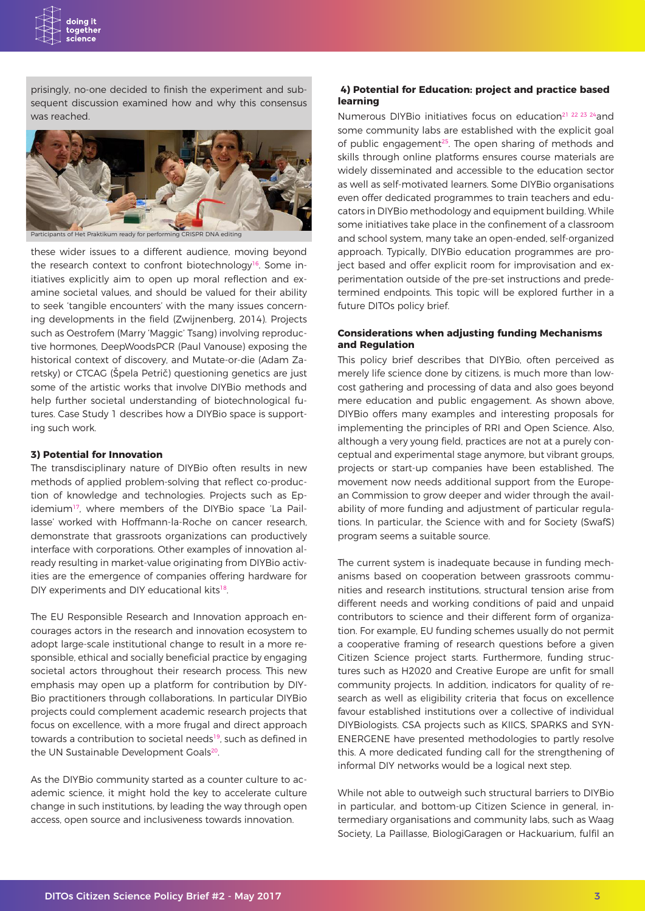prisingly, no-one decided to finish the experiment and subsequent discussion examined how and why this consensus was reached.

Participants of Het Praktikum ready for performing CRISPR DNA editing

these wider issues to a different audience, moving beyond the research context to confront biotechnology[16]. Some initiatives explicitly aim to open up moral reflection and examine societal values, and should be valued for their ability to seek 'tangible encounters' with the many issues concerning developments in the field (Zwijnenberg, 2014). Projects such as Oestrofem (Marry 'Maggic' Tsang) involving reproductive hormones, DeepWoodsPCR (Paul Vanouse) exposing the historical context of discovery, and Mutate-or-die (Adam Zaretsky) or CTCAG (Špela Petrič) questioning genetics are just some of the artistic works that involve DIYBio methods and help further societal understanding of biotechnological futures. Case Study 1 describes how a DIYBio space is supporting such work.

#### 3) Potential for Innovation

The transdisciplinary nature of DIYBio often results in new methods of applied problem-solving that reflect co-production of knowledge and technologies. Projects such as Epidemium[17], where members of the DIYBio space 'La Paillasse' worked with Hoffmann-la-Roche on cancer research, demonstrate that grassroots organizations can productively interface with corporations. Other examples of innovation already resulting in market-value originating from DIYBio activities are the emergence of companies offering hardware for DIY experiments and DIY educational kits[18].

The EU Responsible Research and Innovation approach encourages actors in the research and innovation ecosystem to adopt large-scale institutional change to result in a more responsible, ethical and socially beneficial practice by engaging societal actors throughout their research process. This new emphasis may open up a platform for contribution by DIYBio practitioners through collaborations. In particular DIYBio projects could complement academic research projects that focus on excellence, with a more frugal and direct approach towards a contribution to societal needs[19], such as defined in the UN Sustainable Development Goals[20].

As the DIYBio community started as a counter culture to academic science, it might hold the key to accelerate culture change in such institutions, by leading the way through open access, open source and inclusiveness towards innovation.

#### 4) Potential for Education: project and practice based learning

Numerous DIYBio initiatives focus on education[21 22 23 24] and some community labs are established with the explicit goal of public engagement[25]. The open sharing of methods and skills through online platforms ensures course materials are widely disseminated and accessible to the education sector as well as self-motivated learners. Some DIYBio organisations even offer dedicated programmes to train teachers and educators in DIYBio methodology and equipment building. While some initiatives take place in the confinement of a classroom and school system, many take an open-ended, self-organized approach. Typically, DIYBio education programmes are project based and offer explicit room for improvisation and experimentation outside of the pre-set instructions and predetermined endpoints. This topic will be explored further in a future DITOs policy brief.

#### Considerations when adjusting funding Mechanisms and Regulation

This policy brief describes that DIYBio, often perceived as merely life science done by citizens, is much more than low-cost gathering and processing of data and also goes beyond mere education and public engagement. As shown above, DIYBio offers many examples and interesting proposals for implementing the principles of RRI and Open Science. Also, although a very young field, practices are not at a purely conceptual and experimental stage anymore, but vibrant groups, projects or start-up companies have been established. The movement now needs additional support from the European Commission to grow deeper and wider through the availability of more funding and adjustment of particular regulations. In particular, the Science with and for Society (SwafS) program seems a suitable source.

The current system is inadequate because in funding mechanisms based on cooperation between grassroots communities and research institutions, structural tension arise from different needs and working conditions of paid and unpaid contributors to science and their different form of organization. For example, EU funding schemes usually do not permit a cooperative framing of research questions before a given Citizen Science project starts. Furthermore, funding structures such as H2020 and Creative Europe are unfit for small community projects. In addition, indicators for quality of research as well as eligibility criteria that focus on excellence favour established institutions over a collective of individual DIYBiologists. CSA projects such as KIICS, SPARKS and SYNENERGENE have presented methodologies to partly resolve this. A more dedicated funding call for the strengthening of informal DIY networks would be a logical next step.

While not able to outweigh such structural barriers to DIYBio in particular, and bottom-up Citizen Science in general, intermediary organisations and community labs, such as Waag Society, La Paillasse, BiologiGaragen or Hackuarium, fulfil an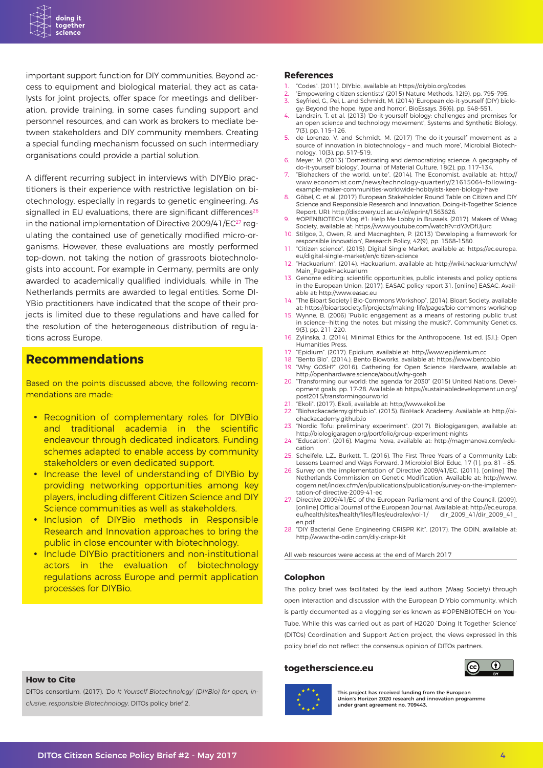important support function for DIY communities. Beyond access to equipment and biological material, they act as catalysts for joint projects, offer space for meetings and deliberation, provide training, in some cases funding support and personnel resources, and can work as brokers to mediate between stakeholders and DIY community members. Creating a special funding mechanism focussed on such intermediary organisations could provide a partial solution.

A different recurring subject in interviews with DIYBio practitioners is their experience with restrictive legislation on biotechnology, especially in regards to genetic engineering. As signalled in EU evaluations, there are significant differences[26] in the national implementation of Directive 2009/41/EC[27] regulating the contained use of genetically modified micro-organisms. However, these evaluations are mostly performed top-down, not taking the notion of grassroots biotechnologists into account. For example in Germany, permits are only awarded to academically qualified individuals, while in The Netherlands permits are awarded to legal entities. Some DIYBio practitioners have indicated that the scope of their projects is limited due to these regulations and have called for the resolution of the heterogeneous distribution of regulations across Europe.

## Recommendations

Based on the points discussed above, the following recommendations are made:

- Recognition of complementary roles for DIYBio and traditional academia in the scientific endeavour through dedicated indicators. Funding schemes adapted to enable access by community stakeholders or even dedicated support.
- Increase the level of understanding of DIYBio by providing networking opportunities among key players, including different Citizen Science and DIY Science communities as well as stakeholders.
- Inclusion of DIYBio methods in Responsible Research and Innovation approaches to bring the public in close encounter with biotechnology.
- Include DIYBio practitioners and non-institutional actors in the evaluation of biotechnology regulations across Europe and permit application processes for DIYBio.

### How to Cite

DITOs consortium, (2017). *'Do It Yourself Biotechnology' (DIYBio) for open, inclusive, responsible Biotechnology*. DITOs policy brief 2.

### References

1. "Codes". (2011), DIYbio, available at: https://diybio.org/codes
2. 'Empowering citizen scientists' (2015) Nature Methods, 12(9), pp. 795–795.
3. Seyfried, G., Pei, L. and Schmidt, M. (2014) 'European do-it-yourself (DIY) biology: Beyond the hope, hype and horror', BioEssays, 36(6), pp. 548–551.
4. Landrain, T. et al. (2013) 'Do-it-yourself biology: challenges and promises for an open science and technology movement', Systems and Synthetic Biology, 7(3), pp. 115–126.
5. de Lorenzo, V. and Schmidt, M. (2017) 'The do-it-yourself movement as a source of innovation in biotechnology – and much more', Microbial Biotechnology, 10(3), pp. 517–519.
6. Meyer, M. (2013) 'Domesticating and democratizing science: A geography of do-it-yourself biology', Journal of Material Culture, 18(2), pp. 117–134.
7. "Biohackers of the world, unite". (2014), The Economist, available at: http://www.economist.com/news/technology-quarterly/21615064-following-example-maker-communities-worldwide-hobbyists-keen-biology-have
8. Göbel, C. et al. (2017) European Stakeholder Round Table on Citizen and DIY Science and Responsible Research and Innovation. Doing-it-Together Science Report. URI: http://discovery.ucl.ac.uk/id/eprint/1563626.
9. #OPENBIOTECH Vlog #1: Help Me Lobby in Brussels. (2017). Makers of Waag Society, available at: https://www.youtube.com/watch?v=dYJvDfUjurc
10. Stilgoe, J., Owen, R. and Macnaghten, P. (2013) 'Developing a framework for responsible innovation', Research Policy, 42(9), pp. 1568–1580.
11. "Citizen science". (2015), Digital Single Market, available at: https://ec.europa.eu/digital-single-market/en/citizen-science
12. "Hackuarium". (2014), Hackuarium, available at: http://wiki.hackuarium.ch/w/Main_Page#Hackuarium
13. Genome editing: scientific opportunities, public interests and policy options in the European Union. (2017). EASAC policy report 31. [online] EASAC. Available at: http://www.easac.eu
14. "The Bioart Society | Bio-Commons Workshop". (2014). Bioart Society, available at: https://bioartsociety.fi/projects/making-life/pages/bio-commons-workshop
15. Wynne, B. (2006) 'Public engagement as a means of restoring public trust in science--hitting the notes, but missing the music?', Community Genetics, 9(3), pp. 211–220.
16. Zylinska, J. (2014). Minimal Ethics for the Anthropocene. 1st ed. [S.l.]: Open Humanities Press.
17. "Epidium". (2017). Epidium, available at: http://www.epidemium.cc
18. "Bento Bio". (2014.). Bento Bioworks, available at: https://www.bento.bio
19. "Why GOSH?" (2016). Gathering for Open Science Hardware, available at: http://openhardware.science/about/why-gosh
20. "Transforming our world: the agenda for 2030" (2015) United Nations. Development goals pp. 17-28. Available at: https://sustainabledevelopment.un.org/post2015/transformingourworld
21. "Ekoli". (2017). Ekoli, available at: http://www.ekoli.be
22. "Biohackacademy.github.io". (2015). BioHack Academy. Available at: http://biohackacademy.github.io
23. "Nordic Tofu: preliminary experiment". (2017). Biologigaragen, available at: http://biologigaragen.org/portfolio/group-experiment-nights
24. "Education". (2016). Magma Nova, available at: http://magmanova.com/education
25. Scheifele, L.Z., Burkett, T., (2016). The First Three Years of a Community Lab: Lessons Learned and Ways Forward. J Microbiol Biol Educ, 17 (1), pp. 81 – 85.
26. Survey on the implementation of Directive 2009/41/EC. (2011). [online] The Netherlands Commission on Genetic Modification. Available at: http://www.cogem.net/index.cfm/en/publications/publication/survey-on-the-implementation-of-directive-2009-41-ec
27. Directive 2009/41/EC of the European Parliament and of the Council. (2009). [online] Official Journal of the European Journal. Available at: http://ec.europa.eu/health/sites/health/files/files/eudralex/vol-1/ dir_2009_41/dir_2009_41_en.pdf
28. "DIY Bacterial Gene Engineering CRISPR Kit". (2017). The ODIN, available at: http://www.the-odin.com/diy-crispr-kit

All web resources were access at the end of March 2017

### Colophon

This policy brief was facilitated by the lead authors (Waag Society) through open interaction and discussion with the European DIYbio community, which is partly documented as a vlogging series known as #OPENBIOTECH on YouTube. While this was carried out as part of H2020 'Doing It Together Science' (DITOs) Coordination and Support Action project, the views expressed in this policy brief do not reflect the consensus opinion of DITOs partners.

**togetherscience.eu**

This project has received funding from the European Union's Horizon 2020 research and innovation programme under grant agreement no. 709443.